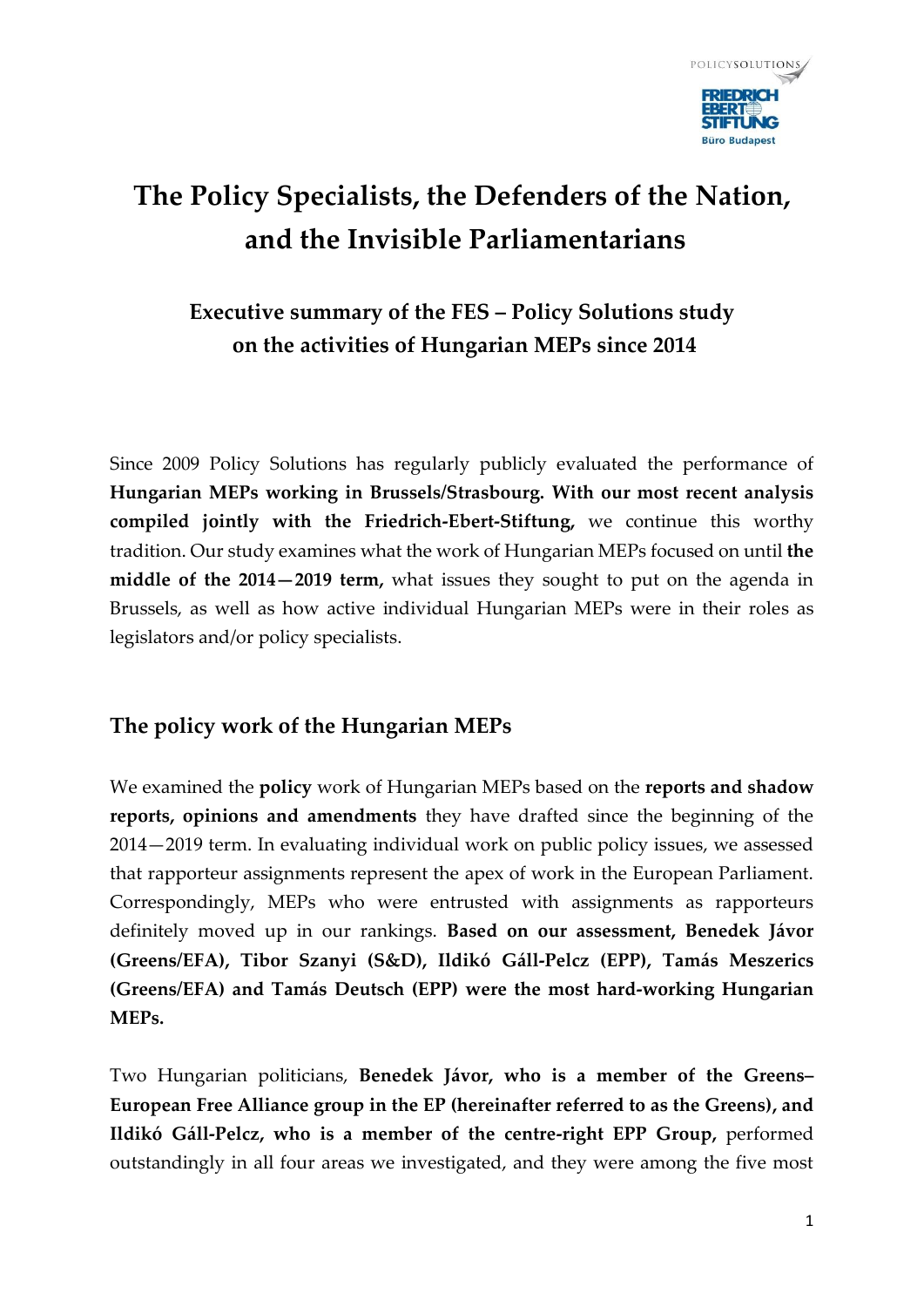# The Policy Specialists, the Defenders of the Nation, and the Invisible Parliamentarians

### Executive summary of the FES – Policy Solutions study on the activities of Hungarian MEPs since 2014

Since 2009 Policy Solutions has regularly publicly evaluated the performance of **Hungarian MEPs working in Brussels/Strasbourg. With our most recent analysis compiled jointly with the Friedrich-Ebert-Stiftung,** we continue this worthy tradition. Our study examines what the work of Hungarian MEPs focused on until **the middle of the 2014—2019 term,** what issues they sought to put on the agenda in Brussels, as well as how active individual Hungarian MEPs were in their roles as legislators and/or policy specialists.

## The policy work of the Hungarian MEPs

We examined the **policy** work of Hungarian MEPs based on the **reports and shadow reports, opinions and amendments** they have drafted since the beginning of the 2014—2019 term. In evaluating individual work on public policy issues, we assessed that rapporteur assignments represent the apex of work in the European Parliament. Correspondingly, MEPs who were entrusted with assignments as rapporteurs definitely moved up in our rankings. **Based on our assessment, Benedek Jávor (Greens/EFA), Tibor Szanyi (S&D), Ildikó Gáll-Pelcz (EPP), Tamás Meszerics (Greens/EFA) and Tamás Deutsch (EPP) were the most hard-working Hungarian MEPs.**

Two Hungarian politicians, **Benedek Jávor, who is a member of the Greens–European Free Alliance group in the EP (hereinafter referred to as the Greens), and Ildikó Gáll-Pelcz, who is a member of the centre-right EPP Group,** performed outstandingly in all four areas we investigated, and they were among the five most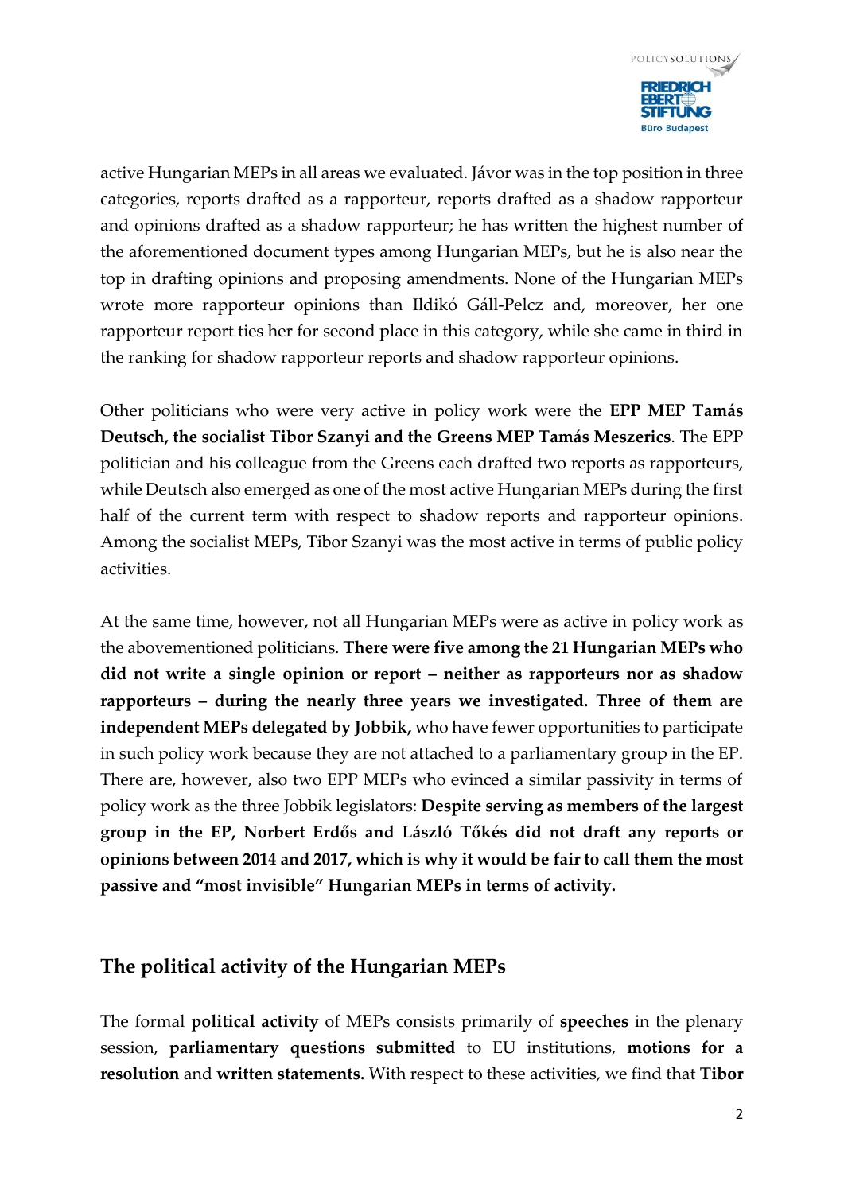active Hungarian MEPs in all areas we evaluated. Jávor was in the top position in three categories, reports drafted as a rapporteur, reports drafted as a shadow rapporteur and opinions drafted as a shadow rapporteur; he has written the highest number of the aforementioned document types among Hungarian MEPs, but he is also near the top in drafting opinions and proposing amendments. None of the Hungarian MEPs wrote more rapporteur opinions than Ildikó Gáll-Pelcz and, moreover, her one rapporteur report ties her for second place in this category, while she came in third in the ranking for shadow rapporteur reports and shadow rapporteur opinions.

Other politicians who were very active in policy work were the **EPP MEP Tamás Deutsch, the socialist Tibor Szanyi and the Greens MEP Tamás Meszerics**. The EPP politician and his colleague from the Greens each drafted two reports as rapporteurs, while Deutsch also emerged as one of the most active Hungarian MEPs during the first half of the current term with respect to shadow reports and rapporteur opinions. Among the socialist MEPs, Tibor Szanyi was the most active in terms of public policy activities.

At the same time, however, not all Hungarian MEPs were as active in policy work as the abovementioned politicians. **There were five among the 21 Hungarian MEPs who did not write a single opinion or report – neither as rapporteurs nor as shadow rapporteurs – during the nearly three years we investigated. Three of them are independent MEPs delegated by Jobbik,** who have fewer opportunities to participate in such policy work because they are not attached to a parliamentary group in the EP. There are, however, also two EPP MEPs who evinced a similar passivity in terms of policy work as the three Jobbik legislators: **Despite serving as members of the largest group in the EP, Norbert Erdős and László Tőkés did not draft any reports or opinions between 2014 and 2017, which is why it would be fair to call them the most passive and "most invisible" Hungarian MEPs in terms of activity.**

## The political activity of the Hungarian MEPs

The formal **political activity** of MEPs consists primarily of **speeches** in the plenary session, **parliamentary questions submitted** to EU institutions, **motions for a resolution** and **written statements.** With respect to these activities, we find that **Tibor**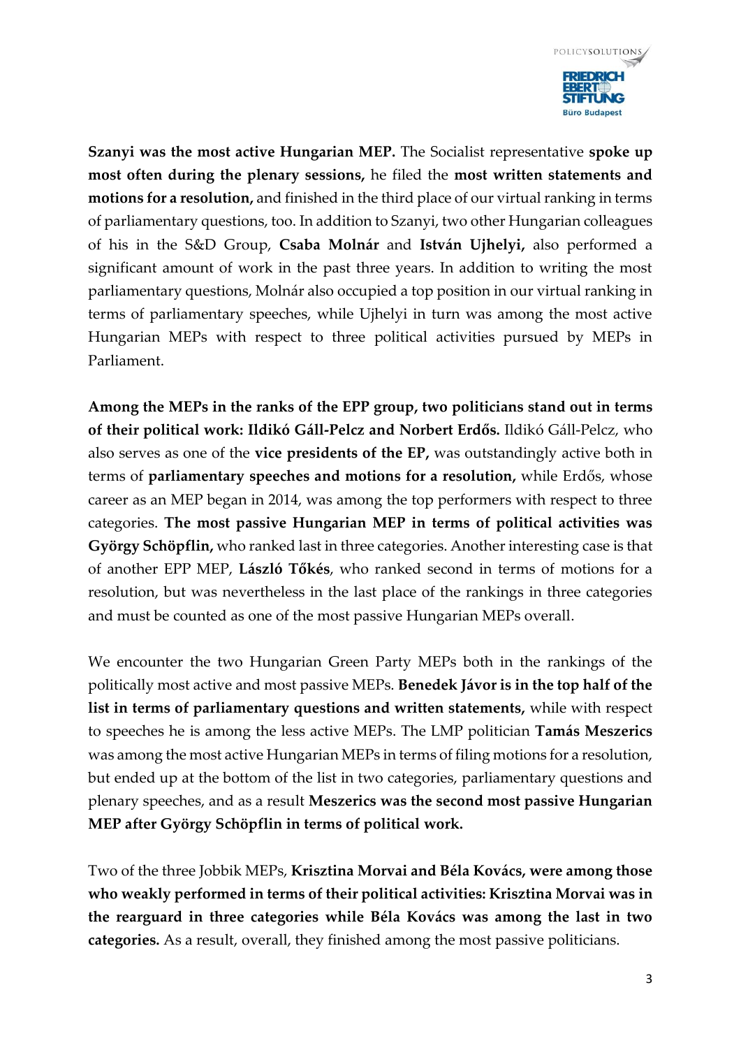**Szanyi was the most active Hungarian MEP.** The Socialist representative **spoke up most often during the plenary sessions,** he filed the **most written statements and motions for a resolution,** and finished in the third place of our virtual ranking in terms of parliamentary questions, too. In addition to Szanyi, two other Hungarian colleagues of his in the S&D Group, **Csaba Molnár** and **István Ujhelyi,** also performed a significant amount of work in the past three years. In addition to writing the most parliamentary questions, Molnár also occupied a top position in our virtual ranking in terms of parliamentary speeches, while Ujhelyi in turn was among the most active Hungarian MEPs with respect to three political activities pursued by MEPs in Parliament.

**Among the MEPs in the ranks of the EPP group, two politicians stand out in terms of their political work: Ildikó Gáll-Pelcz and Norbert Erdős.** Ildikó Gáll-Pelcz, who also serves as one of the **vice presidents of the EP,** was outstandingly active both in terms of **parliamentary speeches and motions for a resolution,** while Erdős, whose career as an MEP began in 2014, was among the top performers with respect to three categories. **The most passive Hungarian MEP in terms of political activities was György Schöpflin,** who ranked last in three categories. Another interesting case is that of another EPP MEP, **László Tőkés**, who ranked second in terms of motions for a resolution, but was nevertheless in the last place of the rankings in three categories and must be counted as one of the most passive Hungarian MEPs overall.

We encounter the two Hungarian Green Party MEPs both in the rankings of the politically most active and most passive MEPs. **Benedek Jávor is in the top half of the list in terms of parliamentary questions and written statements,** while with respect to speeches he is among the less active MEPs. The LMP politician **Tamás Meszerics** was among the most active Hungarian MEPs in terms of filing motions for a resolution, but ended up at the bottom of the list in two categories, parliamentary questions and plenary speeches, and as a result **Meszerics was the second most passive Hungarian MEP after György Schöpflin in terms of political work.**

Two of the three Jobbik MEPs, **Krisztina Morvai and Béla Kovács, were among those who weakly performed in terms of their political activities: Krisztina Morvai was in the rearguard in three categories while Béla Kovács was among the last in two categories.** As a result, overall, they finished among the most passive politicians.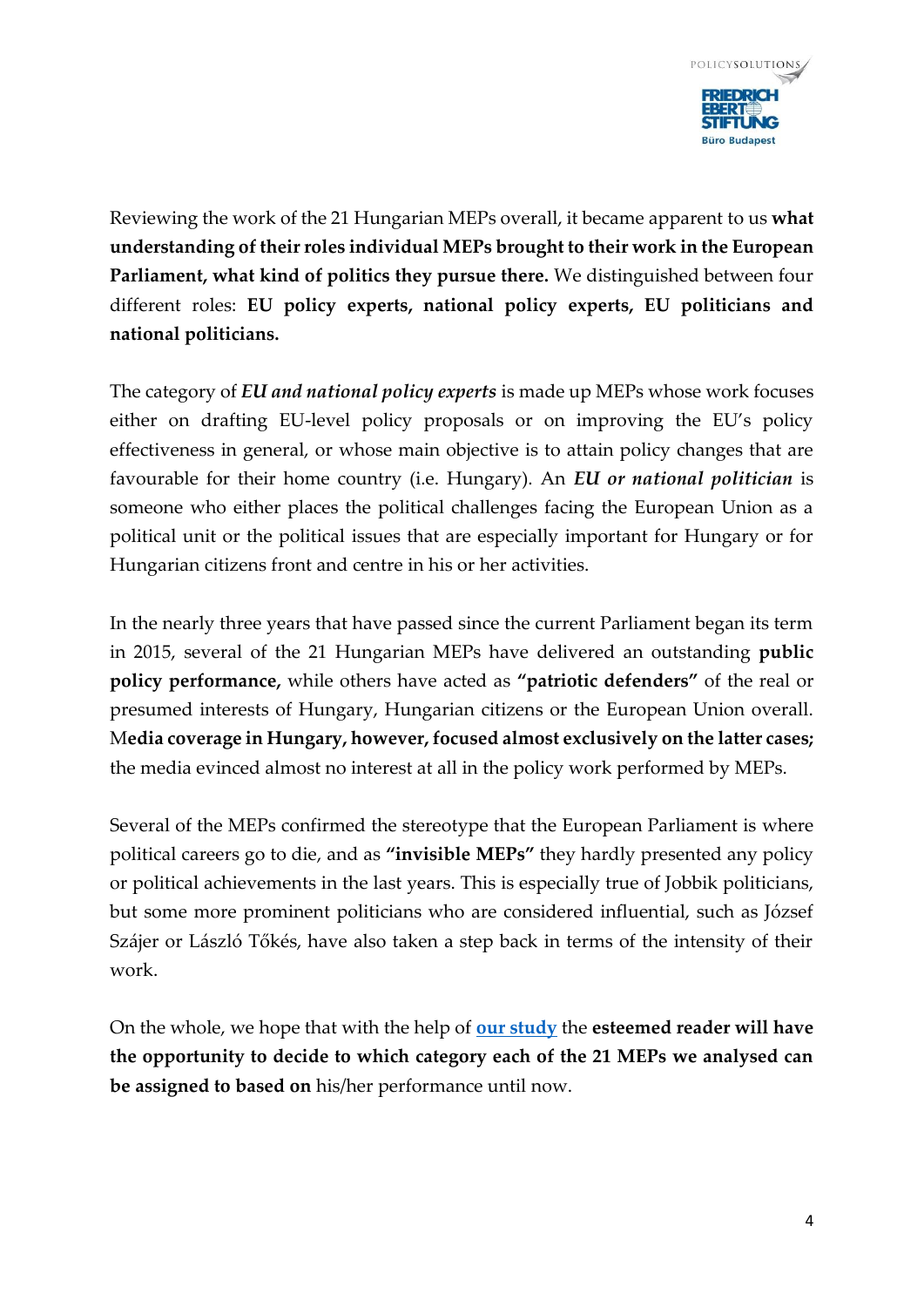Reviewing the work of the 21 Hungarian MEPs overall, it became apparent to us **what understanding of their roles individual MEPs brought to their work in the European Parliament, what kind of politics they pursue there.** We distinguished between four different roles: **EU policy experts, national policy experts, EU politicians and national politicians.**

The category of ***EU and national policy experts*** is made up MEPs whose work focuses either on drafting EU-level policy proposals or on improving the EU's policy effectiveness in general, or whose main objective is to attain policy changes that are favourable for their home country (i.e. Hungary). An ***EU or national politician*** is someone who either places the political challenges facing the European Union as a political unit or the political issues that are especially important for Hungary or for Hungarian citizens front and centre in his or her activities.

In the nearly three years that have passed since the current Parliament began its term in 2015, several of the 21 Hungarian MEPs have delivered an outstanding **public policy performance,** while others have acted as **"patriotic defenders"** of the real or presumed interests of Hungary, Hungarian citizens or the European Union overall. M**edia coverage in Hungary, however, focused almost exclusively on the latter cases;** the media evinced almost no interest at all in the policy work performed by MEPs.

Several of the MEPs confirmed the stereotype that the European Parliament is where political careers go to die, and as **"invisible MEPs"** they hardly presented any policy or political achievements in the last years. This is especially true of Jobbik politicians, but some more prominent politicians who are considered influential, such as József Szájer or László Tőkés, have also taken a step back in terms of the intensity of their work.

On the whole, we hope that with the help of **our study** the **esteemed reader will have the opportunity to decide to which category each of the 21 MEPs we analysed can be assigned to based on** his/her performance until now.